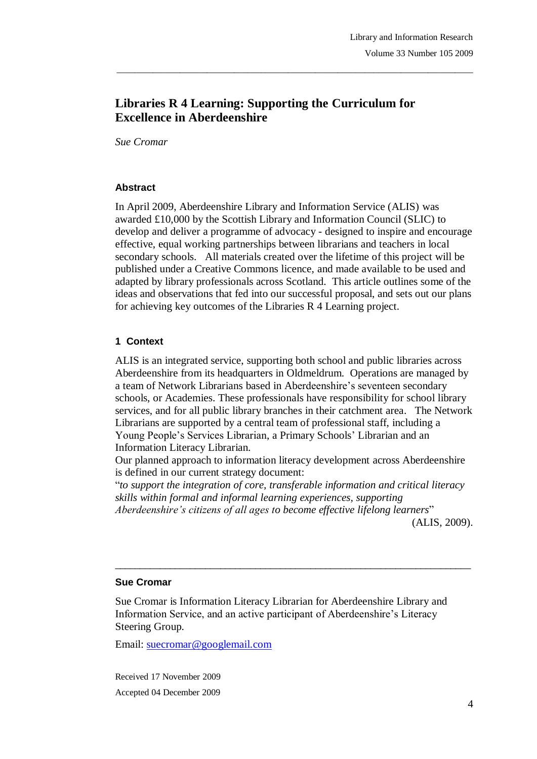# Libraries R 4 Learning: Supporting the Curriculum for Excellence in Aberdeenshire

*Sue Cromar*

### Abstract

In April 2009, Aberdeenshire Library and Information Service (ALIS) was awarded £10,000 by the Scottish Library and Information Council (SLIC) to develop and deliver a programme of advocacy - designed to inspire and encourage effective, equal working partnerships between librarians and teachers in local secondary schools. All materials created over the lifetime of this project will be published under a Creative Commons licence, and made available to be used and adapted by library professionals across Scotland. This article outlines some of the ideas and observations that fed into our successful proposal, and sets out our plans for achieving key outcomes of the Libraries R 4 Learning project.

## 1 Context

ALIS is an integrated service, supporting both school and public libraries across Aberdeenshire from its headquarters in Oldmeldrum. Operations are managed by a team of Network Librarians based in Aberdeenshire's seventeen secondary schools, or Academies. These professionals have responsibility for school library services, and for all public library branches in their catchment area. The Network Librarians are supported by a central team of professional staff, including a Young People's Services Librarian, a Primary Schools' Librarian and an Information Literacy Librarian.

Our planned approach to information literacy development across Aberdeenshire is defined in our current strategy document:

"*to support the integration of core, transferable information and critical literacy skills within formal and informal learning experiences, supporting Aberdeenshire's citizens of all ages to become effective lifelong learners*" (ALIS, 2009).

---

**Sue Cromar**

Sue Cromar is Information Literacy Librarian for Aberdeenshire Library and Information Service, and an active participant of Aberdeenshire's Literacy Steering Group.

Email: suecromar@googlemail.com

Received 17 November 2009

Accepted 04 December 2009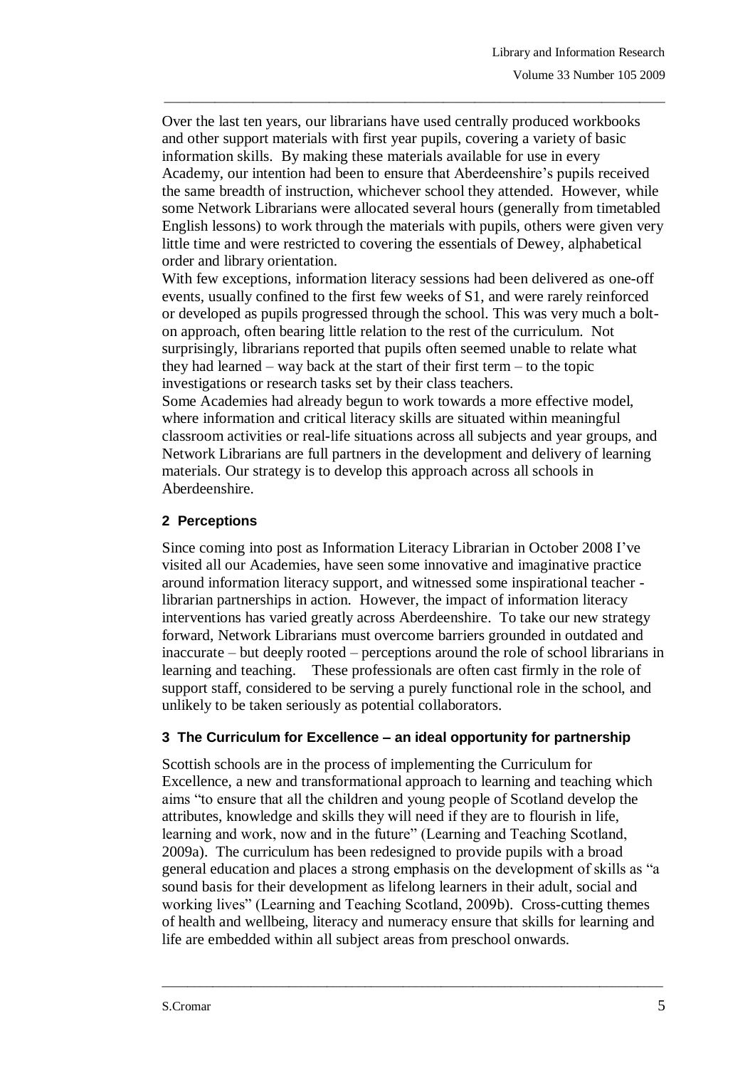Over the last ten years, our librarians have used centrally produced workbooks and other support materials with first year pupils, covering a variety of basic information skills. By making these materials available for use in every Academy, our intention had been to ensure that Aberdeenshire's pupils received the same breadth of instruction, whichever school they attended. However, while some Network Librarians were allocated several hours (generally from timetabled English lessons) to work through the materials with pupils, others were given very little time and were restricted to covering the essentials of Dewey, alphabetical order and library orientation.

With few exceptions, information literacy sessions had been delivered as one-off events, usually confined to the first few weeks of S1, and were rarely reinforced or developed as pupils progressed through the school. This was very much a bolt-on approach, often bearing little relation to the rest of the curriculum. Not surprisingly, librarians reported that pupils often seemed unable to relate what they had learned – way back at the start of their first term – to the topic investigations or research tasks set by their class teachers.

Some Academies had already begun to work towards a more effective model, where information and critical literacy skills are situated within meaningful classroom activities or real-life situations across all subjects and year groups, and Network Librarians are full partners in the development and delivery of learning materials. Our strategy is to develop this approach across all schools in Aberdeenshire.

## 2 Perceptions

Since coming into post as Information Literacy Librarian in October 2008 I've visited all our Academies, have seen some innovative and imaginative practice around information literacy support, and witnessed some inspirational teacher - librarian partnerships in action. However, the impact of information literacy interventions has varied greatly across Aberdeenshire. To take our new strategy forward, Network Librarians must overcome barriers grounded in outdated and inaccurate – but deeply rooted – perceptions around the role of school librarians in learning and teaching. These professionals are often cast firmly in the role of support staff, considered to be serving a purely functional role in the school, and unlikely to be taken seriously as potential collaborators.

## 3 The Curriculum for Excellence – an ideal opportunity for partnership

Scottish schools are in the process of implementing the Curriculum for Excellence, a new and transformational approach to learning and teaching which aims "to ensure that all the children and young people of Scotland develop the attributes, knowledge and skills they will need if they are to flourish in life, learning and work, now and in the future" (Learning and Teaching Scotland, 2009a). The curriculum has been redesigned to provide pupils with a broad general education and places a strong emphasis on the development of skills as "a sound basis for their development as lifelong learners in their adult, social and working lives" (Learning and Teaching Scotland, 2009b). Cross-cutting themes of health and wellbeing, literacy and numeracy ensure that skills for learning and life are embedded within all subject areas from preschool onwards.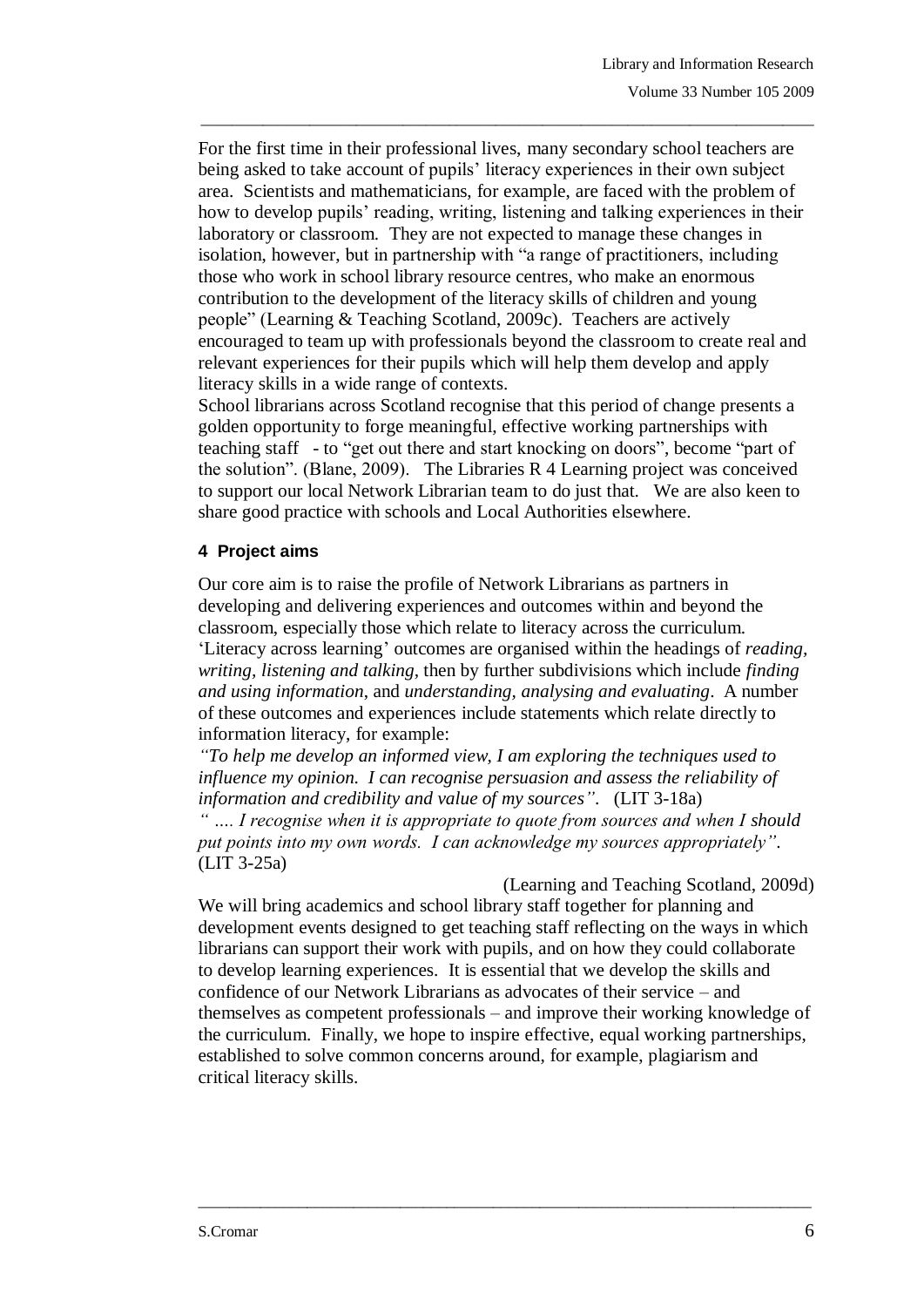For the first time in their professional lives, many secondary school teachers are being asked to take account of pupils' literacy experiences in their own subject area. Scientists and mathematicians, for example, are faced with the problem of how to develop pupils' reading, writing, listening and talking experiences in their laboratory or classroom. They are not expected to manage these changes in isolation, however, but in partnership with "a range of practitioners, including those who work in school library resource centres, who make an enormous contribution to the development of the literacy skills of children and young people" (Learning & Teaching Scotland, 2009c). Teachers are actively encouraged to team up with professionals beyond the classroom to create real and relevant experiences for their pupils which will help them develop and apply literacy skills in a wide range of contexts.

School librarians across Scotland recognise that this period of change presents a golden opportunity to forge meaningful, effective working partnerships with teaching staff - to "get out there and start knocking on doors", become "part of the solution". (Blane, 2009). The Libraries R 4 Learning project was conceived to support our local Network Librarian team to do just that. We are also keen to share good practice with schools and Local Authorities elsewhere.

## 4 Project aims

Our core aim is to raise the profile of Network Librarians as partners in developing and delivering experiences and outcomes within and beyond the classroom, especially those which relate to literacy across the curriculum. 'Literacy across learning' outcomes are organised within the headings of *reading, writing, listening and talking*, then by further subdivisions which include *finding and using information*, and *understanding, analysing and evaluating*. A number of these outcomes and experiences include statements which relate directly to information literacy, for example:

*"To help me develop an informed view, I am exploring the techniques used to influence my opinion. I can recognise persuasion and assess the reliability of information and credibility and value of my sources"*. (LIT 3-18a)

*" …. I recognise when it is appropriate to quote from sources and when I should put points into my own words. I can acknowledge my sources appropriately"*. (LIT 3-25a)

(Learning and Teaching Scotland, 2009d)

We will bring academics and school library staff together for planning and development events designed to get teaching staff reflecting on the ways in which librarians can support their work with pupils, and on how they could collaborate to develop learning experiences. It is essential that we develop the skills and confidence of our Network Librarians as advocates of their service – and themselves as competent professionals – and improve their working knowledge of the curriculum. Finally, we hope to inspire effective, equal working partnerships, established to solve common concerns around, for example, plagiarism and critical literacy skills.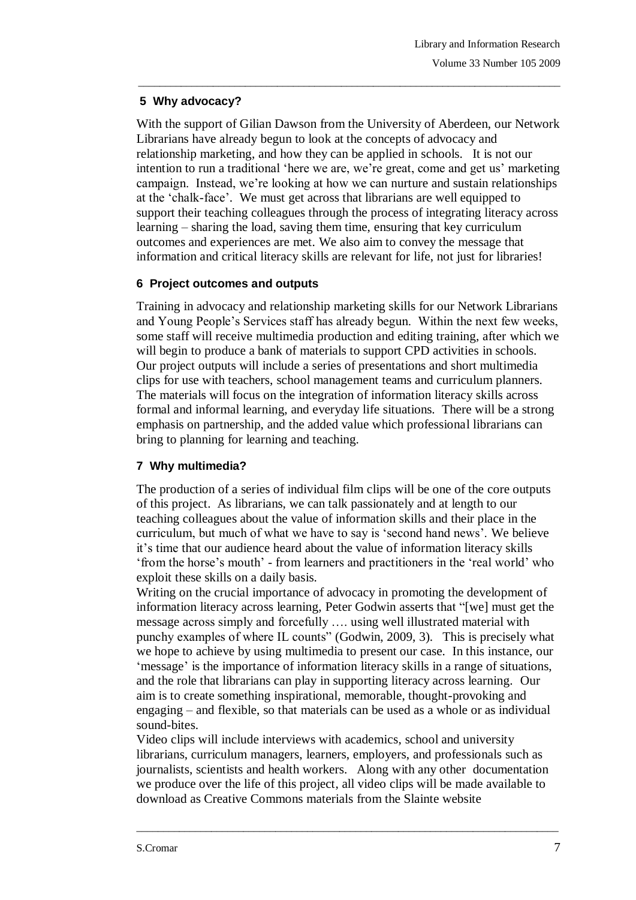## 5 Why advocacy?

With the support of Gilian Dawson from the University of Aberdeen, our Network Librarians have already begun to look at the concepts of advocacy and relationship marketing, and how they can be applied in schools. It is not our intention to run a traditional 'here we are, we're great, come and get us' marketing campaign. Instead, we're looking at how we can nurture and sustain relationships at the 'chalk-face'. We must get across that librarians are well equipped to support their teaching colleagues through the process of integrating literacy across learning – sharing the load, saving them time, ensuring that key curriculum outcomes and experiences are met. We also aim to convey the message that information and critical literacy skills are relevant for life, not just for libraries!

## 6 Project outcomes and outputs

Training in advocacy and relationship marketing skills for our Network Librarians and Young People's Services staff has already begun. Within the next few weeks, some staff will receive multimedia production and editing training, after which we will begin to produce a bank of materials to support CPD activities in schools. Our project outputs will include a series of presentations and short multimedia clips for use with teachers, school management teams and curriculum planners. The materials will focus on the integration of information literacy skills across formal and informal learning, and everyday life situations. There will be a strong emphasis on partnership, and the added value which professional librarians can bring to planning for learning and teaching.

## 7 Why multimedia?

The production of a series of individual film clips will be one of the core outputs of this project. As librarians, we can talk passionately and at length to our teaching colleagues about the value of information skills and their place in the curriculum, but much of what we have to say is 'second hand news'. We believe it's time that our audience heard about the value of information literacy skills 'from the horse's mouth' - from learners and practitioners in the 'real world' who exploit these skills on a daily basis.

Writing on the crucial importance of advocacy in promoting the development of information literacy across learning, Peter Godwin asserts that "[we] must get the message across simply and forcefully …. using well illustrated material with punchy examples of where IL counts" (Godwin, 2009, 3). This is precisely what we hope to achieve by using multimedia to present our case. In this instance, our 'message' is the importance of information literacy skills in a range of situations, and the role that librarians can play in supporting literacy across learning. Our aim is to create something inspirational, memorable, thought-provoking and engaging – and flexible, so that materials can be used as a whole or as individual sound-bites.

Video clips will include interviews with academics, school and university librarians, curriculum managers, learners, employers, and professionals such as journalists, scientists and health workers. Along with any other documentation we produce over the life of this project, all video clips will be made available to download as Creative Commons materials from the Slainte website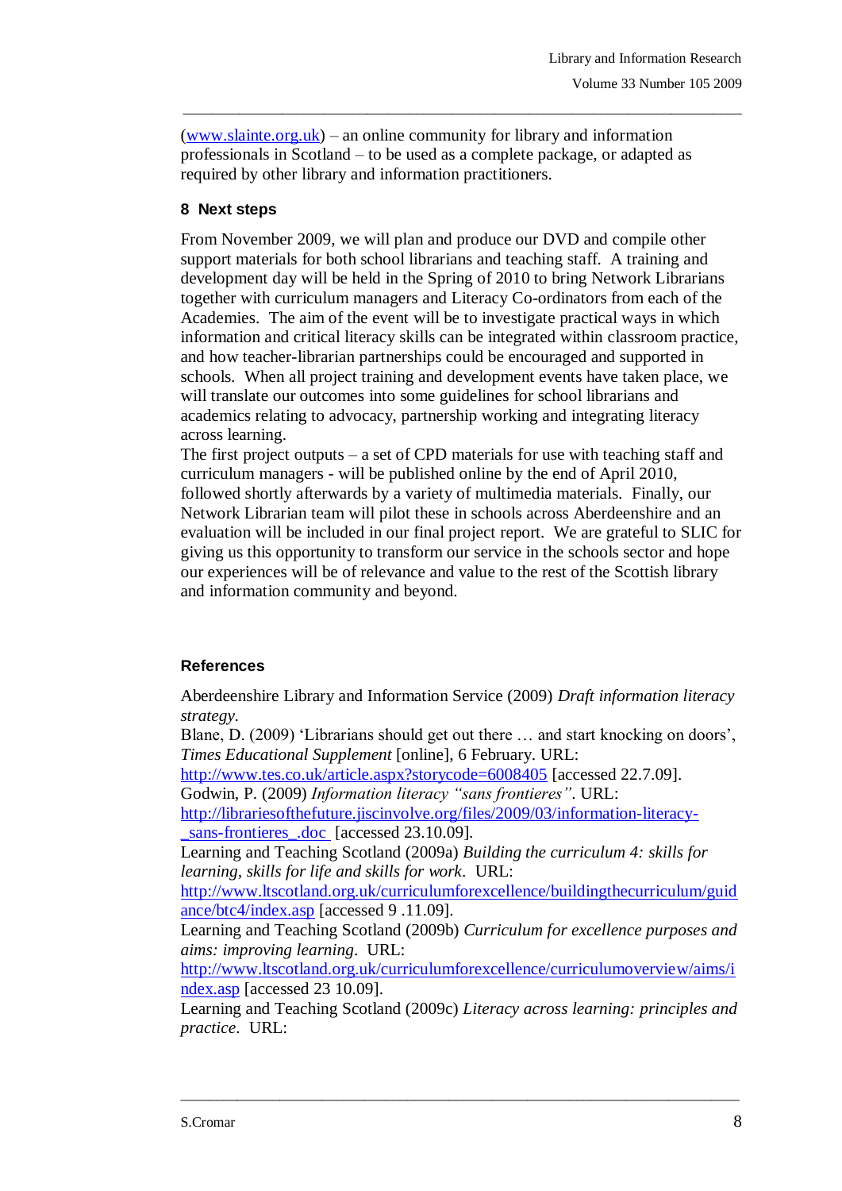(www.slainte.org.uk) – an online community for library and information professionals in Scotland – to be used as a complete package, or adapted as required by other library and information practitioners.

## 8 Next steps

From November 2009, we will plan and produce our DVD and compile other support materials for both school librarians and teaching staff. A training and development day will be held in the Spring of 2010 to bring Network Librarians together with curriculum managers and Literacy Co-ordinators from each of the Academies. The aim of the event will be to investigate practical ways in which information and critical literacy skills can be integrated within classroom practice, and how teacher-librarian partnerships could be encouraged and supported in schools. When all project training and development events have taken place, we will translate our outcomes into some guidelines for school librarians and academics relating to advocacy, partnership working and integrating literacy across learning.

The first project outputs – a set of CPD materials for use with teaching staff and curriculum managers - will be published online by the end of April 2010, followed shortly afterwards by a variety of multimedia materials. Finally, our Network Librarian team will pilot these in schools across Aberdeenshire and an evaluation will be included in our final project report. We are grateful to SLIC for giving us this opportunity to transform our service in the schools sector and hope our experiences will be of relevance and value to the rest of the Scottish library and information community and beyond.

## References

Aberdeenshire Library and Information Service (2009) *Draft information literacy strategy.*

Blane, D. (2009) 'Librarians should get out there … and start knocking on doors', *Times Educational Supplement* [online], 6 February. URL: http://www.tes.co.uk/article.aspx?storycode=6008405 [accessed 22.7.09].

Godwin, P. (2009) *Information literacy "sans frontieres"*. URL: http://librariesofthefuture.jiscinvolve.org/files/2009/03/information-literacy-_sans-frontieres_.doc [accessed 23.10.09].

Learning and Teaching Scotland (2009a) *Building the curriculum 4: skills for learning, skills for life and skills for work*. URL: http://www.ltscotland.org.uk/curriculumforexcellence/buildingthecurriculum/guidance/btc4/index.asp [accessed 9 .11.09].

Learning and Teaching Scotland (2009b) *Curriculum for excellence purposes and aims: improving learning*. URL: http://www.ltscotland.org.uk/curriculumforexcellence/curriculumoverview/aims/index.asp [accessed 23 10.09].

Learning and Teaching Scotland (2009c) *Literacy across learning: principles and practice*. URL: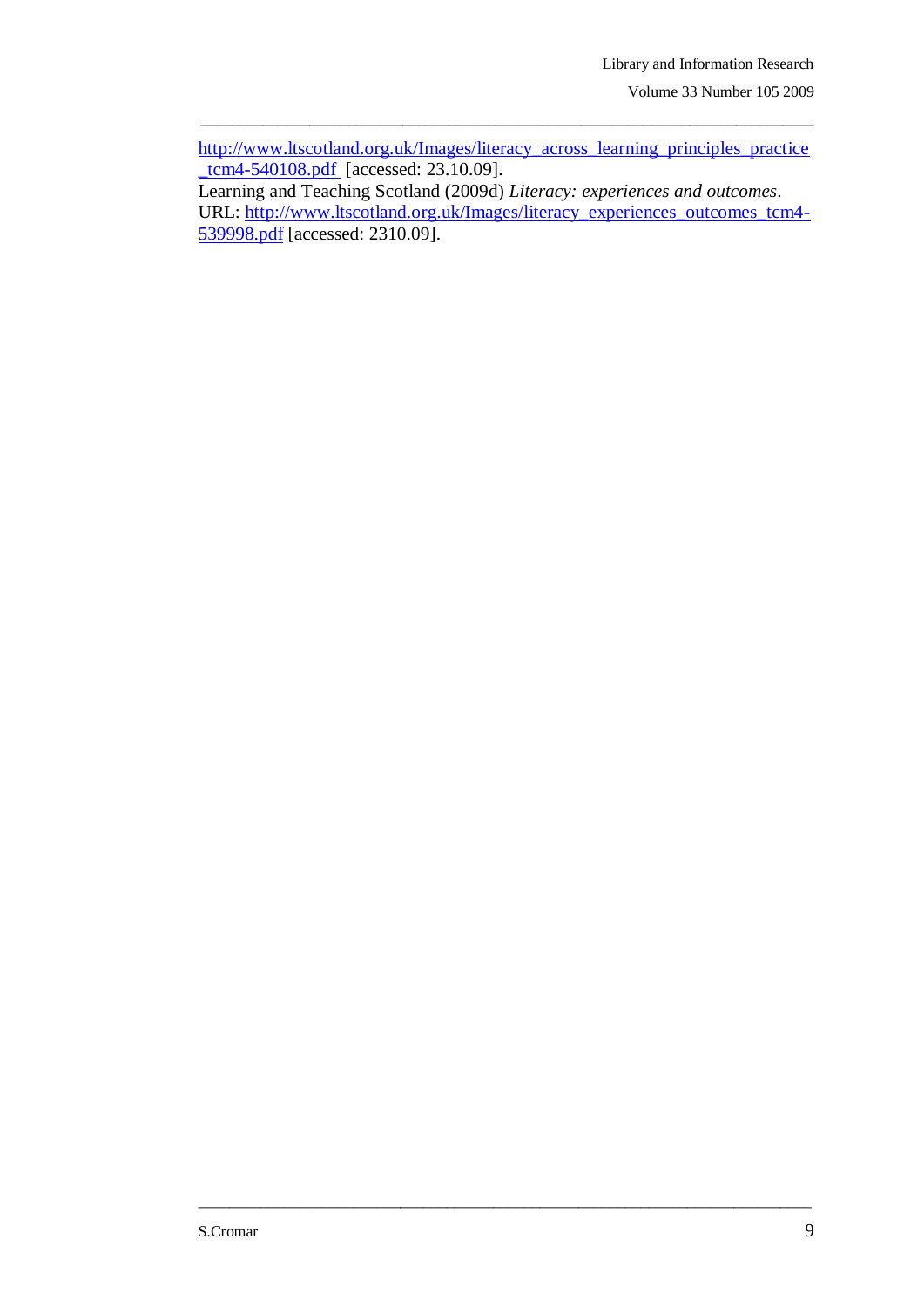http://www.ltscotland.org.uk/Images/literacy_across_learning_principles_practice_tcm4-540108.pdf [accessed: 23.10.09].

Learning and Teaching Scotland (2009d) *Literacy: experiences and outcomes*. URL: http://www.ltscotland.org.uk/Images/literacy_experiences_outcomes_tcm4-539998.pdf [accessed: 2310.09].